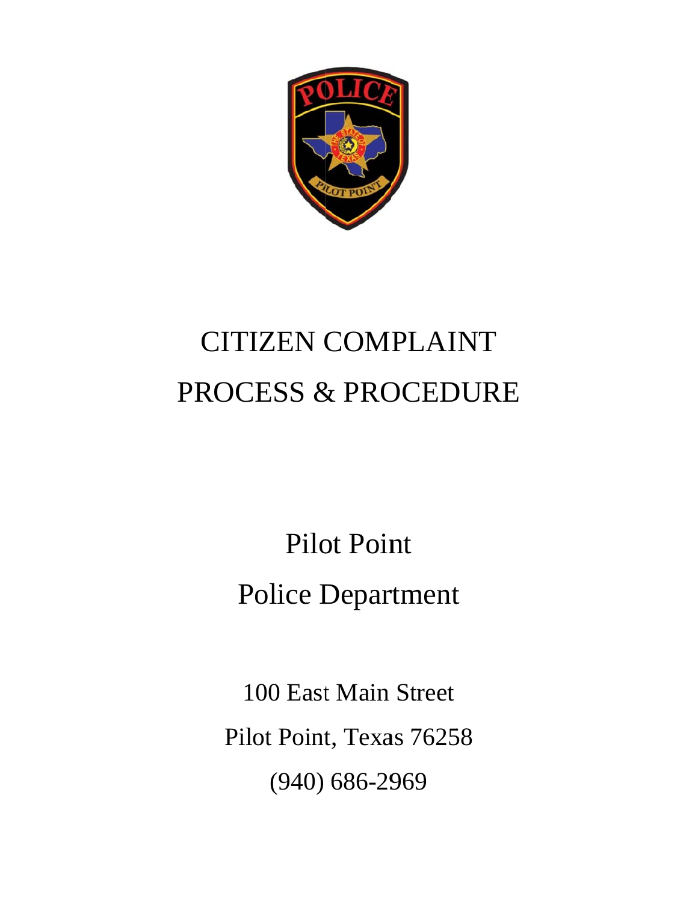# CITIZEN COMPLAINT
# PROCESS & PROCEDURE

## Pilot Point
## Police Department

100 East Main Street

Pilot Point, Texas 76258

(940) 686-2969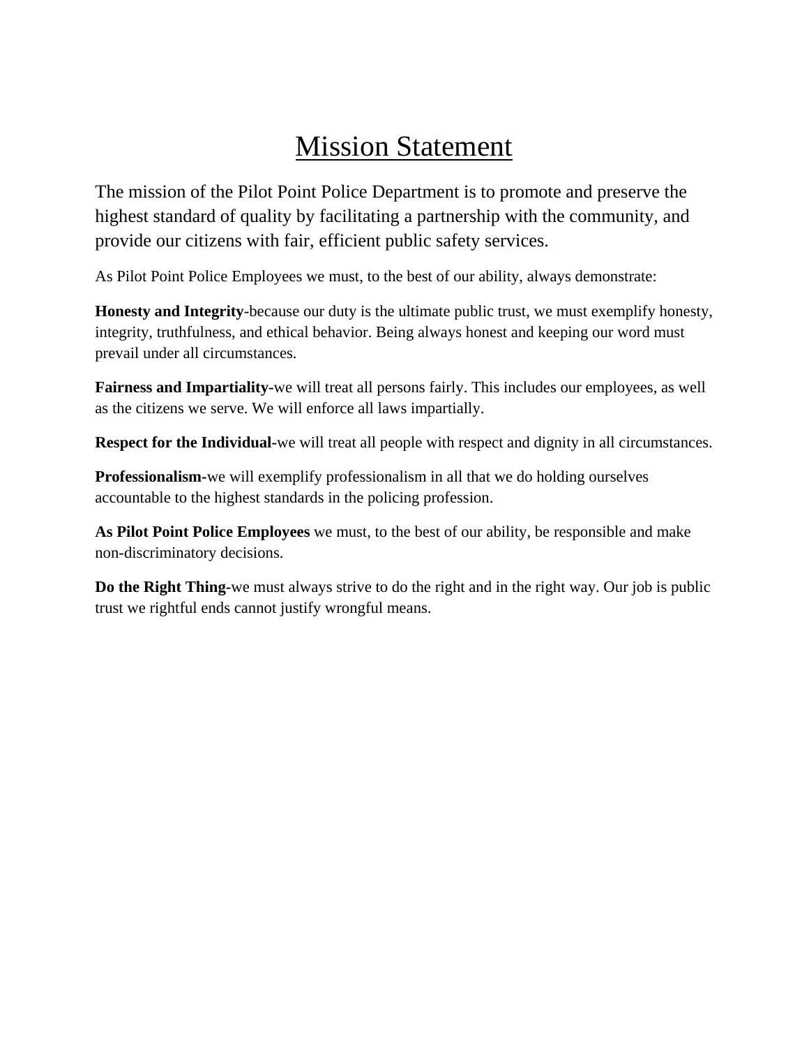# Mission Statement

The mission of the Pilot Point Police Department is to promote and preserve the highest standard of quality by facilitating a partnership with the community, and provide our citizens with fair, efficient public safety services.

As Pilot Point Police Employees we must, to the best of our ability, always demonstrate:

**Honesty and Integrity**-because our duty is the ultimate public trust, we must exemplify honesty, integrity, truthfulness, and ethical behavior. Being always honest and keeping our word must prevail under all circumstances.

**Fairness and Impartiality-**we will treat all persons fairly. This includes our employees, as well as the citizens we serve. We will enforce all laws impartially.

**Respect for the Individual-**we will treat all people with respect and dignity in all circumstances.

**Professionalism-**we will exemplify professionalism in all that we do holding ourselves accountable to the highest standards in the policing profession.

**As Pilot Point Police Employees** we must, to the best of our ability, be responsible and make non-discriminatory decisions.

**Do the Right Thing-**we must always strive to do the right and in the right way. Our job is public trust we rightful ends cannot justify wrongful means.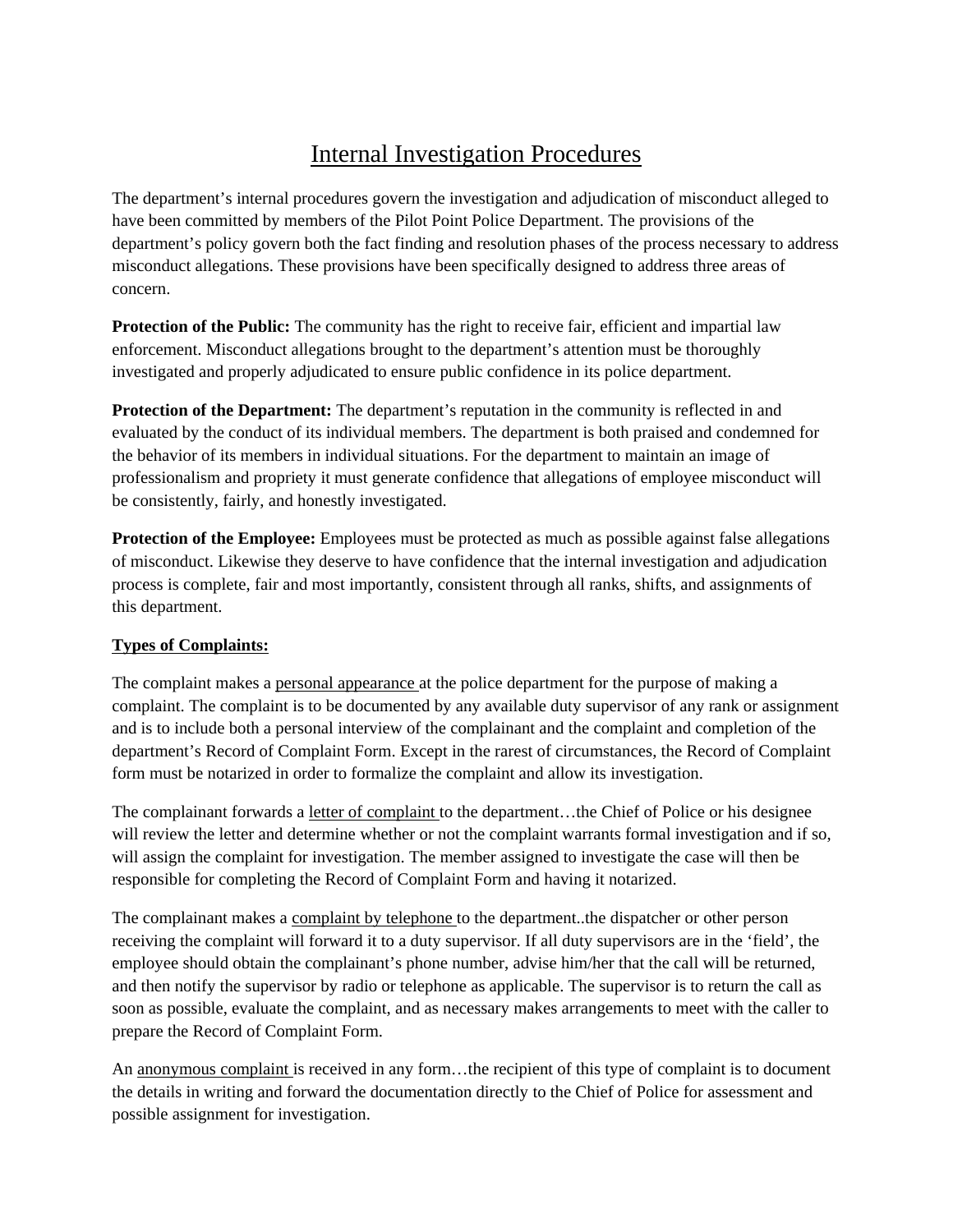# Internal Investigation Procedures

The department's internal procedures govern the investigation and adjudication of misconduct alleged to have been committed by members of the Pilot Point Police Department. The provisions of the department's policy govern both the fact finding and resolution phases of the process necessary to address misconduct allegations. These provisions have been specifically designed to address three areas of concern.

**Protection of the Public:** The community has the right to receive fair, efficient and impartial law enforcement. Misconduct allegations brought to the department's attention must be thoroughly investigated and properly adjudicated to ensure public confidence in its police department.

**Protection of the Department:** The department's reputation in the community is reflected in and evaluated by the conduct of its individual members. The department is both praised and condemned for the behavior of its members in individual situations. For the department to maintain an image of professionalism and propriety it must generate confidence that allegations of employee misconduct will be consistently, fairly, and honestly investigated.

**Protection of the Employee:** Employees must be protected as much as possible against false allegations of misconduct. Likewise they deserve to have confidence that the internal investigation and adjudication process is complete, fair and most importantly, consistent through all ranks, shifts, and assignments of this department.

**<u>Types of Complaints:</u>**

The complaint makes a <u>personal appearance</u> at the police department for the purpose of making a complaint. The complaint is to be documented by any available duty supervisor of any rank or assignment and is to include both a personal interview of the complainant and the complaint and completion of the department's Record of Complaint Form. Except in the rarest of circumstances, the Record of Complaint form must be notarized in order to formalize the complaint and allow its investigation.

The complainant forwards a <u>letter of complaint</u> to the department…the Chief of Police or his designee will review the letter and determine whether or not the complaint warrants formal investigation and if so, will assign the complaint for investigation. The member assigned to investigate the case will then be responsible for completing the Record of Complaint Form and having it notarized.

The complainant makes a <u>complaint by telephone</u> to the department..the dispatcher or other person receiving the complaint will forward it to a duty supervisor. If all duty supervisors are in the 'field', the employee should obtain the complainant's phone number, advise him/her that the call will be returned, and then notify the supervisor by radio or telephone as applicable. The supervisor is to return the call as soon as possible, evaluate the complaint, and as necessary makes arrangements to meet with the caller to prepare the Record of Complaint Form.

An <u>anonymous complaint</u> is received in any form…the recipient of this type of complaint is to document the details in writing and forward the documentation directly to the Chief of Police for assessment and possible assignment for investigation.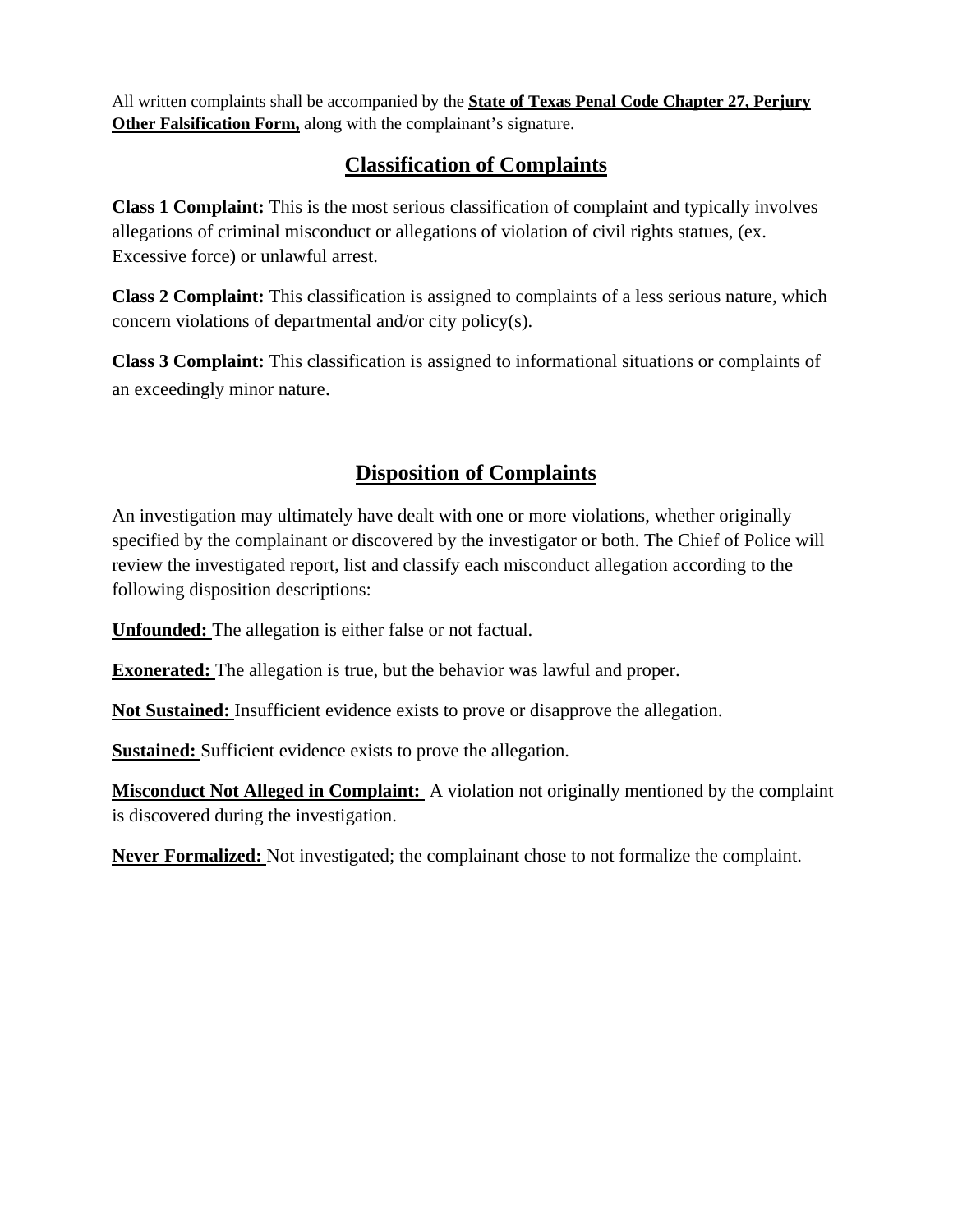All written complaints shall be accompanied by the **State of Texas Penal Code Chapter 27, Perjury Other Falsification Form,** along with the complainant's signature.

## Classification of Complaints

**Class 1 Complaint:** This is the most serious classification of complaint and typically involves allegations of criminal misconduct or allegations of violation of civil rights statues, (ex. Excessive force) or unlawful arrest.

**Class 2 Complaint:** This classification is assigned to complaints of a less serious nature, which concern violations of departmental and/or city policy(s).

**Class 3 Complaint:** This classification is assigned to informational situations or complaints of an exceedingly minor nature.

## Disposition of Complaints

An investigation may ultimately have dealt with one or more violations, whether originally specified by the complainant or discovered by the investigator or both. The Chief of Police will review the investigated report, list and classify each misconduct allegation according to the following disposition descriptions:

**Unfounded:** The allegation is either false or not factual.

**Exonerated:** The allegation is true, but the behavior was lawful and proper.

**Not Sustained:** Insufficient evidence exists to prove or disapprove the allegation.

**Sustained:** Sufficient evidence exists to prove the allegation.

**Misconduct Not Alleged in Complaint:** A violation not originally mentioned by the complaint is discovered during the investigation.

**Never Formalized:** Not investigated; the complainant chose to not formalize the complaint.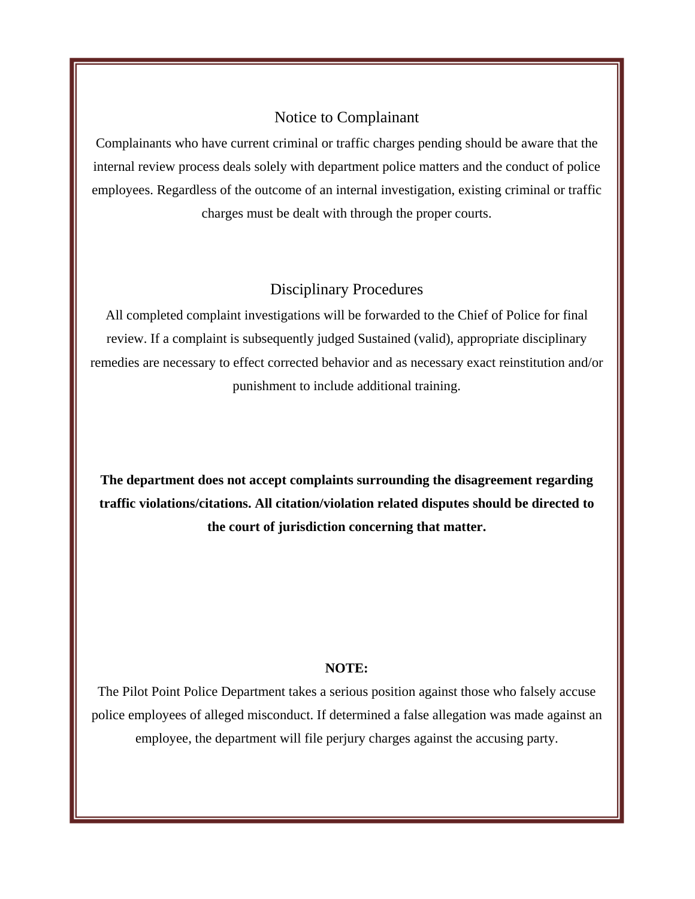## Notice to Complainant

Complainants who have current criminal or traffic charges pending should be aware that the internal review process deals solely with department police matters and the conduct of police employees. Regardless of the outcome of an internal investigation, existing criminal or traffic charges must be dealt with through the proper courts.

## Disciplinary Procedures

All completed complaint investigations will be forwarded to the Chief of Police for final review. If a complaint is subsequently judged Sustained (valid), appropriate disciplinary remedies are necessary to effect corrected behavior and as necessary exact reinstitution and/or punishment to include additional training.

**The department does not accept complaints surrounding the disagreement regarding traffic violations/citations. All citation/violation related disputes should be directed to the court of jurisdiction concerning that matter.**

**NOTE:**

The Pilot Point Police Department takes a serious position against those who falsely accuse police employees of alleged misconduct. If determined a false allegation was made against an employee, the department will file perjury charges against the accusing party.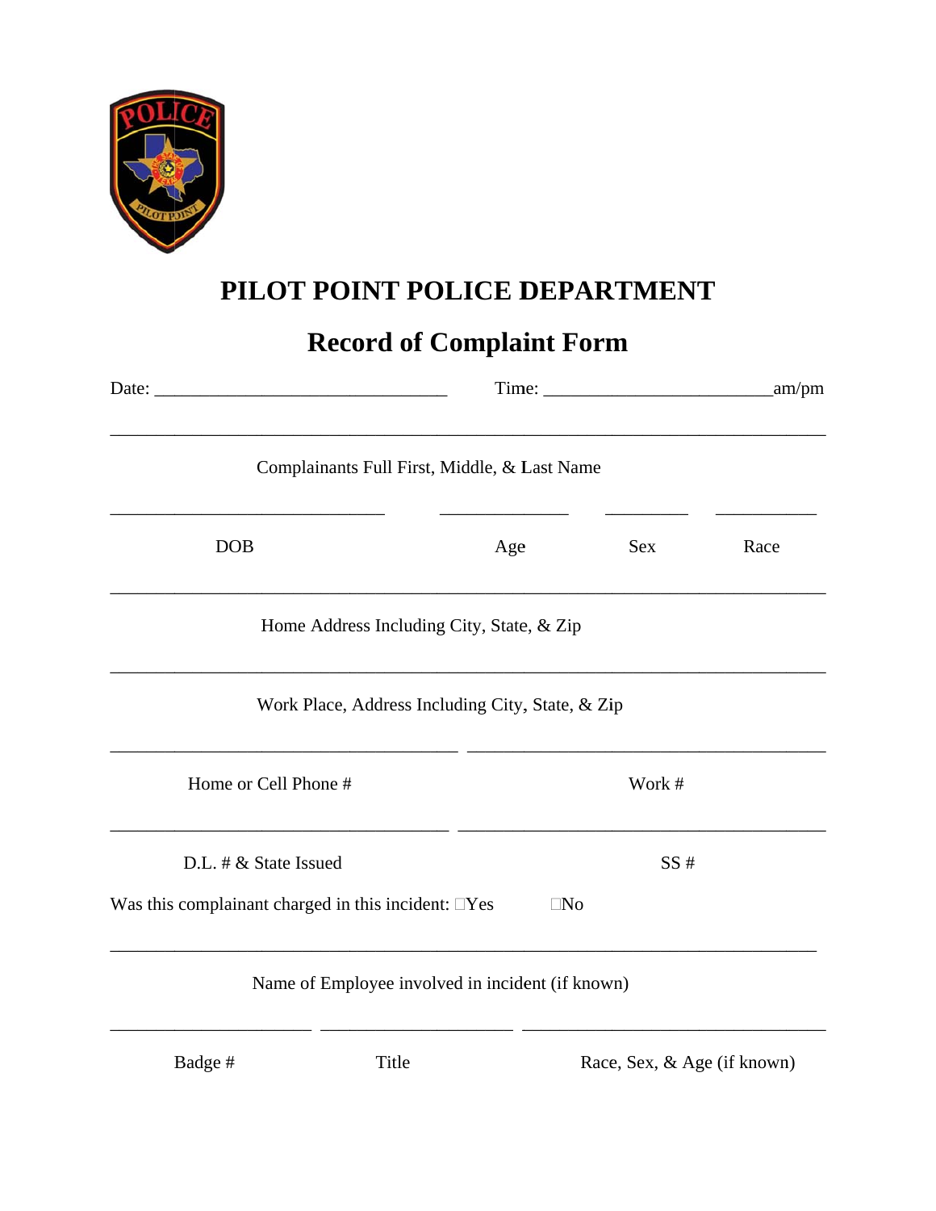# PILOT POINT POLICE DEPARTMENT

## Record of Complaint Form

Date: ________________________________ Time: ________________________am/pm

___________________________________________________________________________

Complainants Full First, Middle, & Last Name

______________________________ ______________ _________ ___________

DOB Age Sex Race

___________________________________________________________________________

Home Address Including City, State, & Zip

___________________________________________________________________________

Work Place, Address Including City, State, & Zip

______________________________________ _______________________________________

Home or Cell Phone # Work #

_____________________________________ ________________________________________

D.L. # & State Issued SS #

Was this complainant charged in this incident: ☐Yes ☐No

___________________________________________________________________________

Name of Employee involved in incident (if known)

______________________ _____________________ _________________________________

Badge # Title Race, Sex, & Age (if known)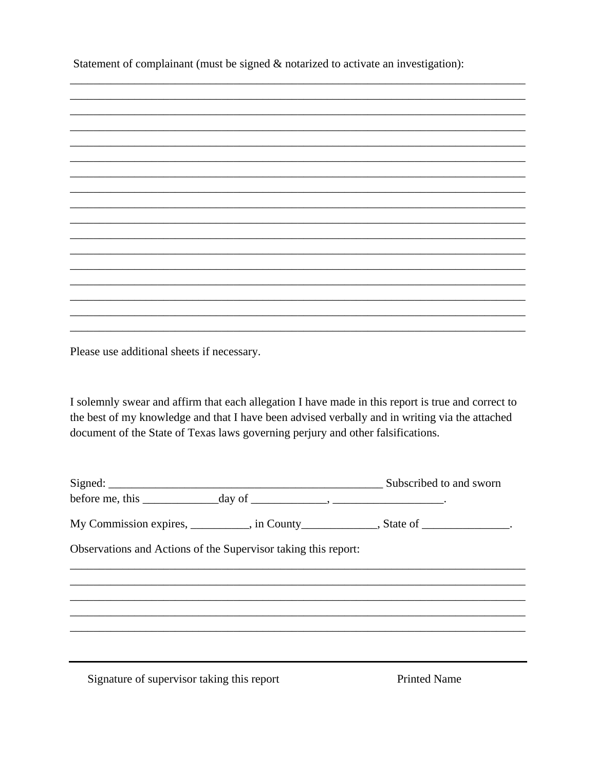Statement of complainant (must be signed & notarized to activate an investigation):

___________________________________________________________________________
___________________________________________________________________________
___________________________________________________________________________
___________________________________________________________________________
___________________________________________________________________________
___________________________________________________________________________
___________________________________________________________________________
___________________________________________________________________________
___________________________________________________________________________
___________________________________________________________________________
___________________________________________________________________________
___________________________________________________________________________
___________________________________________________________________________
___________________________________________________________________________
___________________________________________________________________________
___________________________________________________________________________
___________________________________________________________________________

Please use additional sheets if necessary.

I solemnly swear and affirm that each allegation I have made in this report is true and correct to the best of my knowledge and that I have been advised verbally and in writing via the attached document of the State of Texas laws governing perjury and other falsifications.

Signed: _______________________________________________ Subscribed to and sworn before me, this _____________day of _____________, ___________________.

My Commission expires, __________, in County_____________, State of _______________.

Observations and Actions of the Supervisor taking this report:

___________________________________________________________________________
___________________________________________________________________________
___________________________________________________________________________
___________________________________________________________________________
___________________________________________________________________________

___________________________________________________________________________

Signature of supervisor taking this report                                Printed Name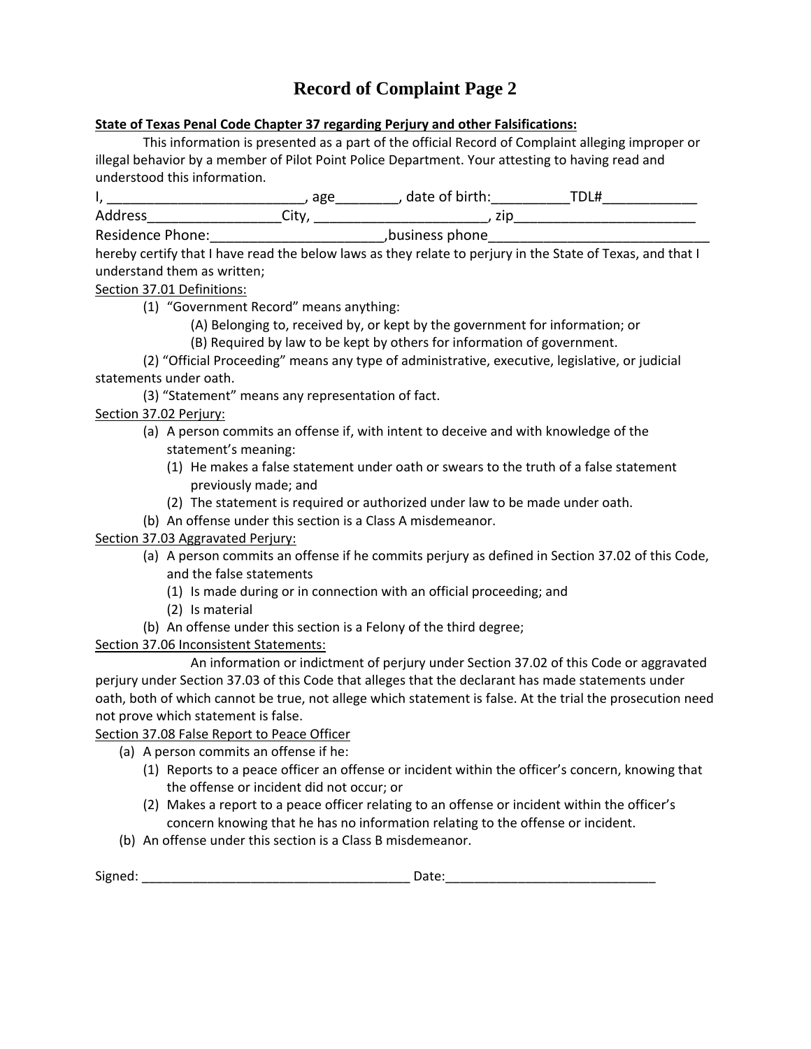# Record of Complaint Page 2

**State of Texas Penal Code Chapter 37 regarding Perjury and other Falsifications:**

This information is presented as a part of the official Record of Complaint alleging improper or illegal behavior by a member of Pilot Point Police Department. Your attesting to having read and understood this information.

I, _________________________, age________, date of birth:__________TDL#____________
Address_________________City, ______________________, zip________________________
Residence Phone:______________________,business phone____________________________
hereby certify that I have read the below laws as they relate to perjury in the State of Texas, and that I understand them as written;

Section 37.01 Definitions:

(1) "Government Record" means anything:

(A) Belonging to, received by, or kept by the government for information; or

(B) Required by law to be kept by others for information of government.

(2) "Official Proceeding" means any type of administrative, executive, legislative, or judicial statements under oath.

(3) "Statement" means any representation of fact.

Section 37.02 Perjury:

(a) A person commits an offense if, with intent to deceive and with knowledge of the statement's meaning:

(1) He makes a false statement under oath or swears to the truth of a false statement previously made; and

(2) The statement is required or authorized under law to be made under oath.

(b) An offense under this section is a Class A misdemeanor.

Section 37.03 Aggravated Perjury:

(a) A person commits an offense if he commits perjury as defined in Section 37.02 of this Code, and the false statements

(1) Is made during or in connection with an official proceeding; and

(2) Is material

(b) An offense under this section is a Felony of the third degree;

Section 37.06 Inconsistent Statements:

An information or indictment of perjury under Section 37.02 of this Code or aggravated perjury under Section 37.03 of this Code that alleges that the declarant has made statements under oath, both of which cannot be true, not allege which statement is false. At the trial the prosecution need not prove which statement is false.

Section 37.08 False Report to Peace Officer

(a) A person commits an offense if he:

(1) Reports to a peace officer an offense or incident within the officer's concern, knowing that the offense or incident did not occur; or

(2) Makes a report to a peace officer relating to an offense or incident within the officer's concern knowing that he has no information relating to the offense or incident.

(b) An offense under this section is a Class B misdemeanor.

Signed: _____________________________________ Date:_____________________________